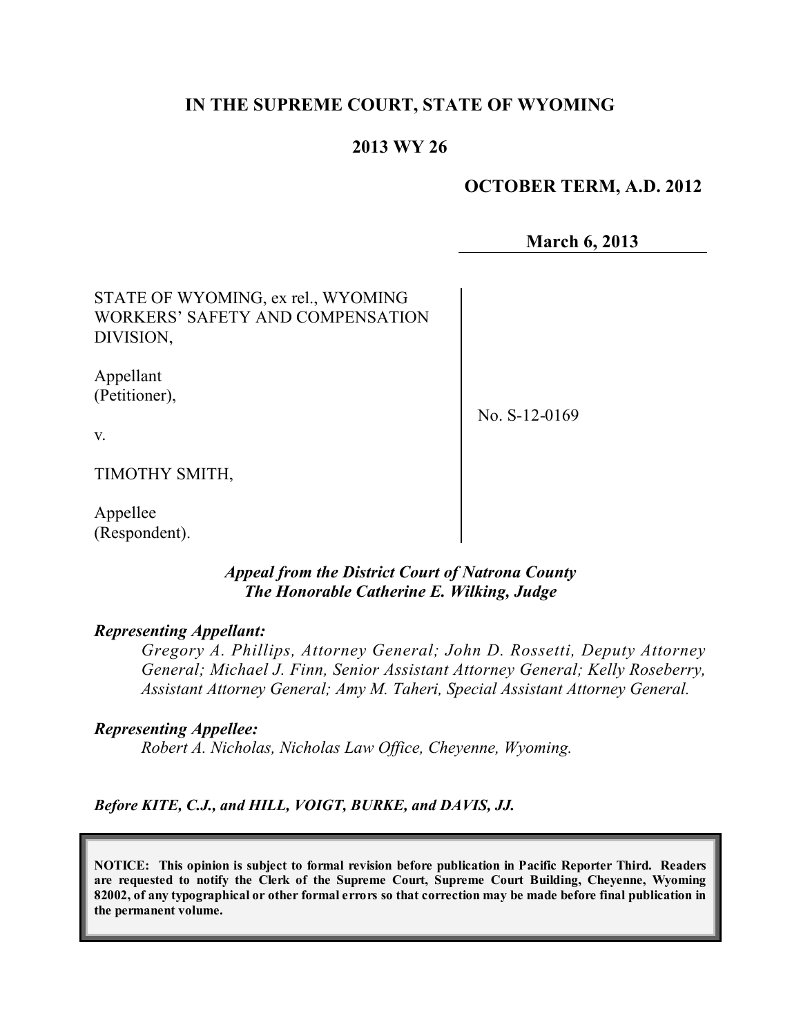# IN THE SUPREME COURT, STATE OF WYOMING

## 2013 WY 26

**OCTOBER TERM, A.D. 2012**

**March 6, 2013**

| | |
|---|---|
| STATE OF WYOMING, ex rel., WYOMING WORKERS' SAFETY AND COMPENSATION DIVISION,<br><br>Appellant (Petitioner),<br><br>v.<br><br>TIMOTHY SMITH,<br><br>Appellee (Respondent). | No. S-12-0169 |

***Appeal from the District Court of Natrona County***
***The Honorable Catherine E. Wilking, Judge***

***Representing Appellant:***

*Gregory A. Phillips, Attorney General; John D. Rossetti, Deputy Attorney General; Michael J. Finn, Senior Assistant Attorney General; Kelly Roseberry, Assistant Attorney General; Amy M. Taheri, Special Assistant Attorney General.*

***Representing Appellee:***

*Robert A. Nicholas, Nicholas Law Office, Cheyenne, Wyoming.*

***Before KITE, C.J., and HILL, VOIGT, BURKE, and DAVIS, JJ.***

**NOTICE: This opinion is subject to formal revision before publication in Pacific Reporter Third. Readers are requested to notify the Clerk of the Supreme Court, Supreme Court Building, Cheyenne, Wyoming 82002, of any typographical or other formal errors so that correction may be made before final publication in the permanent volume.**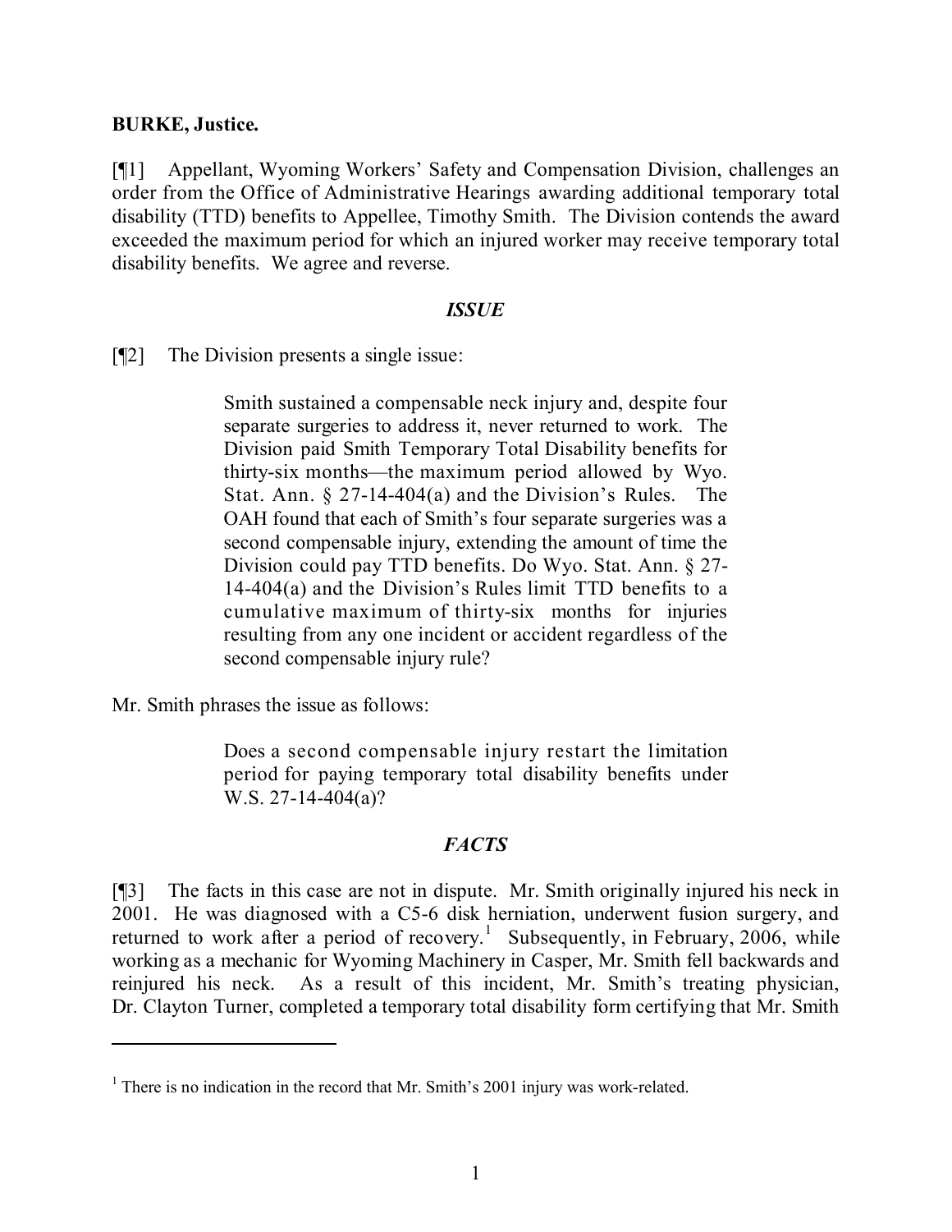**BURKE, Justice.**

[¶1] Appellant, Wyoming Workers' Safety and Compensation Division, challenges an order from the Office of Administrative Hearings awarding additional temporary total disability (TTD) benefits to Appellee, Timothy Smith. The Division contends the award exceeded the maximum period for which an injured worker may receive temporary total disability benefits. We agree and reverse.

### *ISSUE*

[¶2] The Division presents a single issue:

> Smith sustained a compensable neck injury and, despite four separate surgeries to address it, never returned to work. The Division paid Smith Temporary Total Disability benefits for thirty-six months—the maximum period allowed by Wyo. Stat. Ann. § 27-14-404(a) and the Division's Rules. The OAH found that each of Smith's four separate surgeries was a second compensable injury, extending the amount of time the Division could pay TTD benefits. Do Wyo. Stat. Ann. § 27-14-404(a) and the Division's Rules limit TTD benefits to a cumulative maximum of thirty-six months for injuries resulting from any one incident or accident regardless of the second compensable injury rule?

Mr. Smith phrases the issue as follows:

> Does a second compensable injury restart the limitation period for paying temporary total disability benefits under W.S. 27-14-404(a)?

### *FACTS*

[¶3] The facts in this case are not in dispute. Mr. Smith originally injured his neck in 2001. He was diagnosed with a C5-6 disk herniation, underwent fusion surgery, and returned to work after a period of recovery.[1] Subsequently, in February, 2006, while working as a mechanic for Wyoming Machinery in Casper, Mr. Smith fell backwards and reinjured his neck. As a result of this incident, Mr. Smith's treating physician, Dr. Clayton Turner, completed a temporary total disability form certifying that Mr. Smith

---

[1] There is no indication in the record that Mr. Smith's 2001 injury was work-related.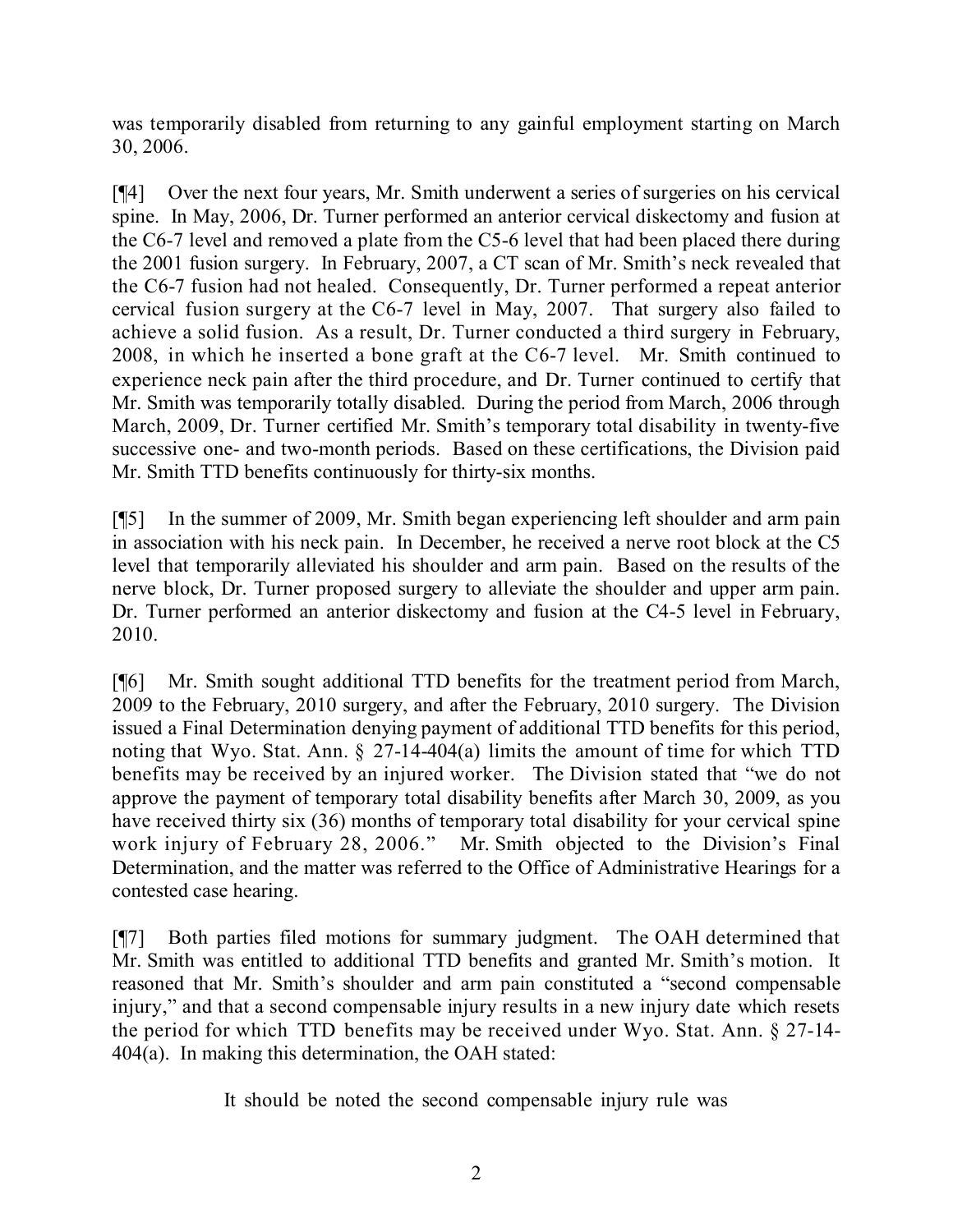was temporarily disabled from returning to any gainful employment starting on March 30, 2006.

[¶4] Over the next four years, Mr. Smith underwent a series of surgeries on his cervical spine. In May, 2006, Dr. Turner performed an anterior cervical diskectomy and fusion at the C6-7 level and removed a plate from the C5-6 level that had been placed there during the 2001 fusion surgery. In February, 2007, a CT scan of Mr. Smith's neck revealed that the C6-7 fusion had not healed. Consequently, Dr. Turner performed a repeat anterior cervical fusion surgery at the C6-7 level in May, 2007. That surgery also failed to achieve a solid fusion. As a result, Dr. Turner conducted a third surgery in February, 2008, in which he inserted a bone graft at the C6-7 level. Mr. Smith continued to experience neck pain after the third procedure, and Dr. Turner continued to certify that Mr. Smith was temporarily totally disabled. During the period from March, 2006 through March, 2009, Dr. Turner certified Mr. Smith's temporary total disability in twenty-five successive one- and two-month periods. Based on these certifications, the Division paid Mr. Smith TTD benefits continuously for thirty-six months.

[¶5] In the summer of 2009, Mr. Smith began experiencing left shoulder and arm pain in association with his neck pain. In December, he received a nerve root block at the C5 level that temporarily alleviated his shoulder and arm pain. Based on the results of the nerve block, Dr. Turner proposed surgery to alleviate the shoulder and upper arm pain. Dr. Turner performed an anterior diskectomy and fusion at the C4-5 level in February, 2010.

[¶6] Mr. Smith sought additional TTD benefits for the treatment period from March, 2009 to the February, 2010 surgery, and after the February, 2010 surgery. The Division issued a Final Determination denying payment of additional TTD benefits for this period, noting that Wyo. Stat. Ann. § 27-14-404(a) limits the amount of time for which TTD benefits may be received by an injured worker. The Division stated that "we do not approve the payment of temporary total disability benefits after March 30, 2009, as you have received thirty six (36) months of temporary total disability for your cervical spine work injury of February 28, 2006." Mr. Smith objected to the Division's Final Determination, and the matter was referred to the Office of Administrative Hearings for a contested case hearing.

[¶7] Both parties filed motions for summary judgment. The OAH determined that Mr. Smith was entitled to additional TTD benefits and granted Mr. Smith's motion. It reasoned that Mr. Smith's shoulder and arm pain constituted a "second compensable injury," and that a second compensable injury results in a new injury date which resets the period for which TTD benefits may be received under Wyo. Stat. Ann. § 27-14-404(a). In making this determination, the OAH stated:

> It should be noted the second compensable injury rule was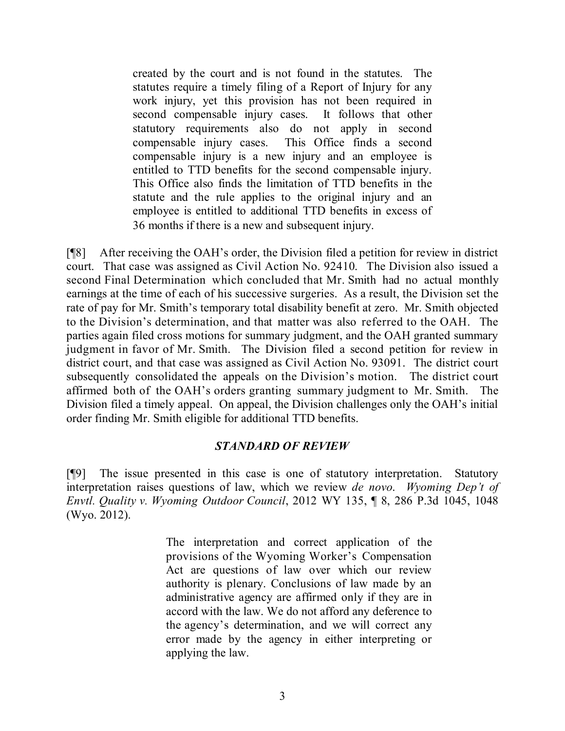> created by the court and is not found in the statutes. The statutes require a timely filing of a Report of Injury for any work injury, yet this provision has not been required in second compensable injury cases. It follows that other statutory requirements also do not apply in second compensable injury cases. This Office finds a second compensable injury is a new injury and an employee is entitled to TTD benefits for the second compensable injury. This Office also finds the limitation of TTD benefits in the statute and the rule applies to the original injury and an employee is entitled to additional TTD benefits in excess of 36 months if there is a new and subsequent injury.

[¶8] After receiving the OAH's order, the Division filed a petition for review in district court. That case was assigned as Civil Action No. 92410. The Division also issued a second Final Determination which concluded that Mr. Smith had no actual monthly earnings at the time of each of his successive surgeries. As a result, the Division set the rate of pay for Mr. Smith's temporary total disability benefit at zero. Mr. Smith objected to the Division's determination, and that matter was also referred to the OAH. The parties again filed cross motions for summary judgment, and the OAH granted summary judgment in favor of Mr. Smith. The Division filed a second petition for review in district court, and that case was assigned as Civil Action No. 93091. The district court subsequently consolidated the appeals on the Division's motion. The district court affirmed both of the OAH's orders granting summary judgment to Mr. Smith. The Division filed a timely appeal. On appeal, the Division challenges only the OAH's initial order finding Mr. Smith eligible for additional TTD benefits.

### *STANDARD OF REVIEW*

[¶9] The issue presented in this case is one of statutory interpretation. Statutory interpretation raises questions of law, which we review *de novo*. *Wyoming Dep't of Envtl. Quality v. Wyoming Outdoor Council*, 2012 WY 135, ¶ 8, 286 P.3d 1045, 1048 (Wyo. 2012).

> The interpretation and correct application of the provisions of the Wyoming Worker's Compensation Act are questions of law over which our review authority is plenary. Conclusions of law made by an administrative agency are affirmed only if they are in accord with the law. We do not afford any deference to the agency's determination, and we will correct any error made by the agency in either interpreting or applying the law.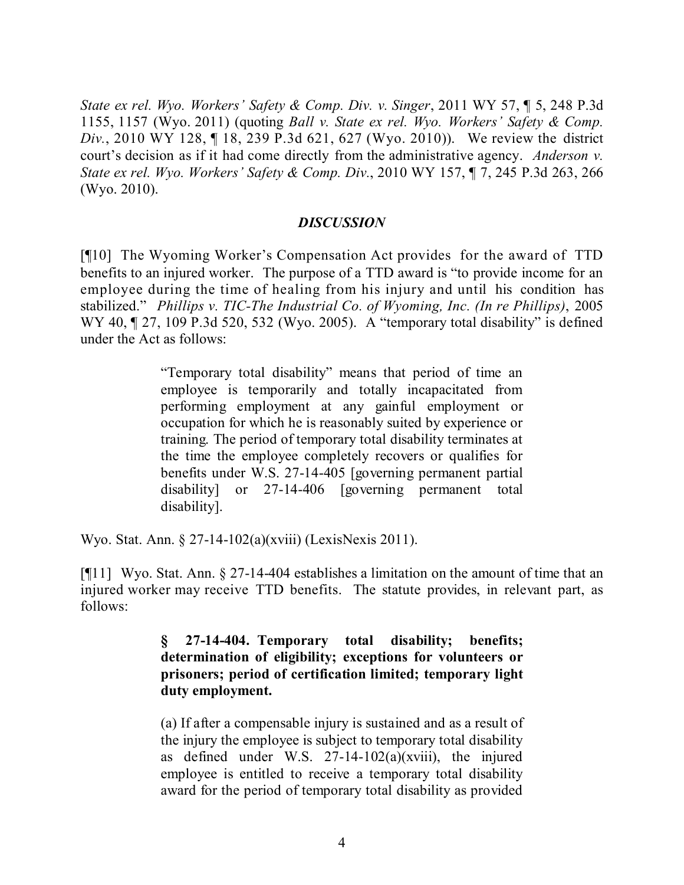*State ex rel. Wyo. Workers' Safety & Comp. Div. v. Singer*, 2011 WY 57, ¶ 5, 248 P.3d 1155, 1157 (Wyo. 2011) (quoting *Ball v. State ex rel. Wyo. Workers' Safety & Comp. Div.*, 2010 WY 128, ¶ 18, 239 P.3d 621, 627 (Wyo. 2010)). We review the district court's decision as if it had come directly from the administrative agency. *Anderson v. State ex rel. Wyo. Workers' Safety & Comp. Div.*, 2010 WY 157, ¶ 7, 245 P.3d 263, 266 (Wyo. 2010).

## *DISCUSSION*

[¶10] The Wyoming Worker's Compensation Act provides for the award of TTD benefits to an injured worker. The purpose of a TTD award is "to provide income for an employee during the time of healing from his injury and until his condition has stabilized." *Phillips v. TIC-The Industrial Co. of Wyoming, Inc. (In re Phillips)*, 2005 WY 40, ¶ 27, 109 P.3d 520, 532 (Wyo. 2005). A "temporary total disability" is defined under the Act as follows:

> "Temporary total disability" means that period of time an employee is temporarily and totally incapacitated from performing employment at any gainful employment or occupation for which he is reasonably suited by experience or training. The period of temporary total disability terminates at the time the employee completely recovers or qualifies for benefits under W.S. 27-14-405 [governing permanent partial disability] or 27-14-406 [governing permanent total disability].

Wyo. Stat. Ann. § 27-14-102(a)(xviii) (LexisNexis 2011).

[¶11] Wyo. Stat. Ann. § 27-14-404 establishes a limitation on the amount of time that an injured worker may receive TTD benefits. The statute provides, in relevant part, as follows:

> **§ 27-14-404. Temporary total disability; benefits; determination of eligibility; exceptions for volunteers or prisoners; period of certification limited; temporary light duty employment.**
>
> (a) If after a compensable injury is sustained and as a result of the injury the employee is subject to temporary total disability as defined under W.S. 27-14-102(a)(xviii), the injured employee is entitled to receive a temporary total disability award for the period of temporary total disability as provided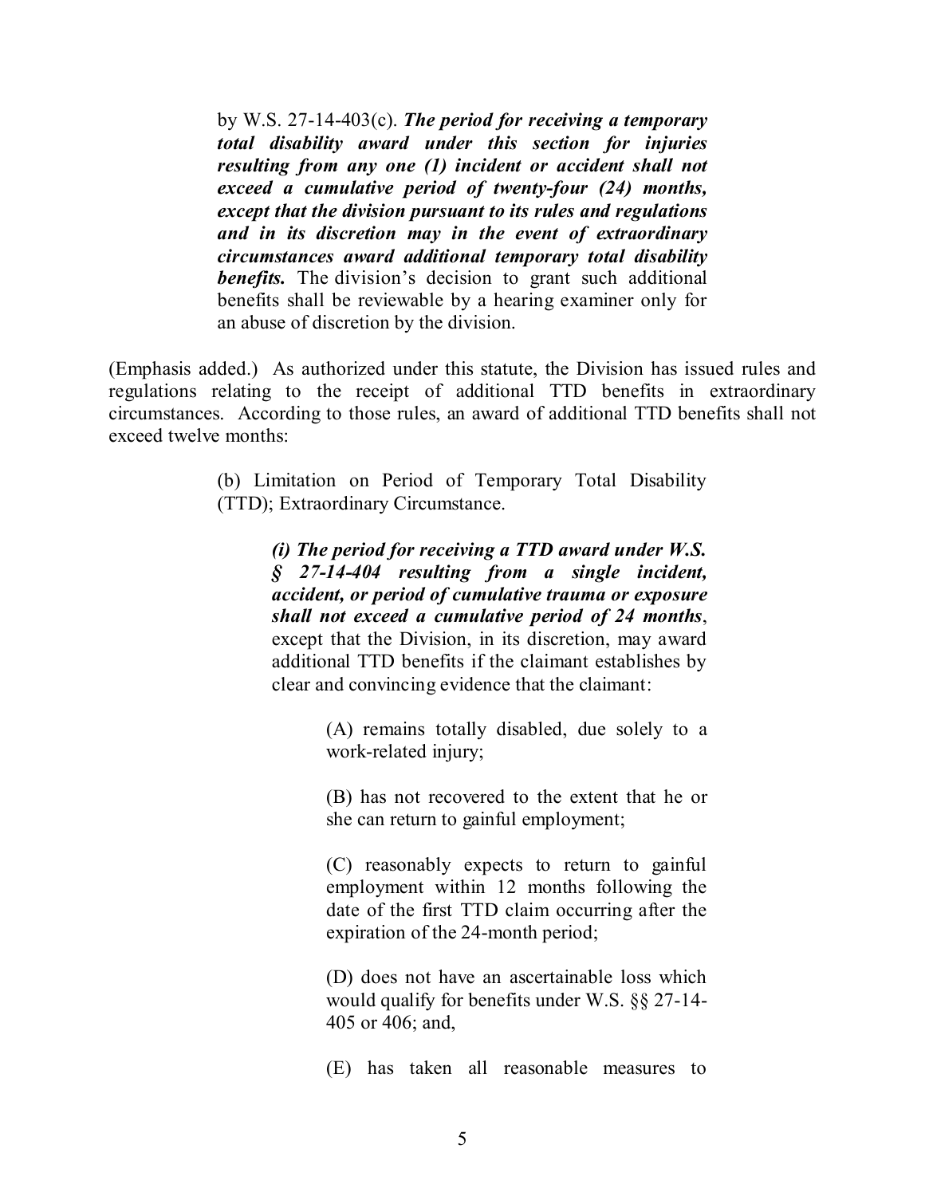> by W.S. 27-14-403(c). ***The period for receiving a temporary total disability award under this section for injuries resulting from any one (1) incident or accident shall not exceed a cumulative period of twenty-four (24) months, except that the division pursuant to its rules and regulations and in its discretion may in the event of extraordinary circumstances award additional temporary total disability benefits.*** The division's decision to grant such additional benefits shall be reviewable by a hearing examiner only for an abuse of discretion by the division.

(Emphasis added.) As authorized under this statute, the Division has issued rules and regulations relating to the receipt of additional TTD benefits in extraordinary circumstances. According to those rules, an award of additional TTD benefits shall not exceed twelve months:

> (b) Limitation on Period of Temporary Total Disability (TTD); Extraordinary Circumstance.
>
> > ***(i) The period for receiving a TTD award under W.S. § 27-14-404 resulting from a single incident, accident, or period of cumulative trauma or exposure shall not exceed a cumulative period of 24 months***, except that the Division, in its discretion, may award additional TTD benefits if the claimant establishes by clear and convincing evidence that the claimant:
> >
> > > (A) remains totally disabled, due solely to a work-related injury;
> > >
> > > (B) has not recovered to the extent that he or she can return to gainful employment;
> > >
> > > (C) reasonably expects to return to gainful employment within 12 months following the date of the first TTD claim occurring after the expiration of the 24-month period;
> > >
> > > (D) does not have an ascertainable loss which would qualify for benefits under W.S. §§ 27-14-405 or 406; and,
> > >
> > > (E) has taken all reasonable measures to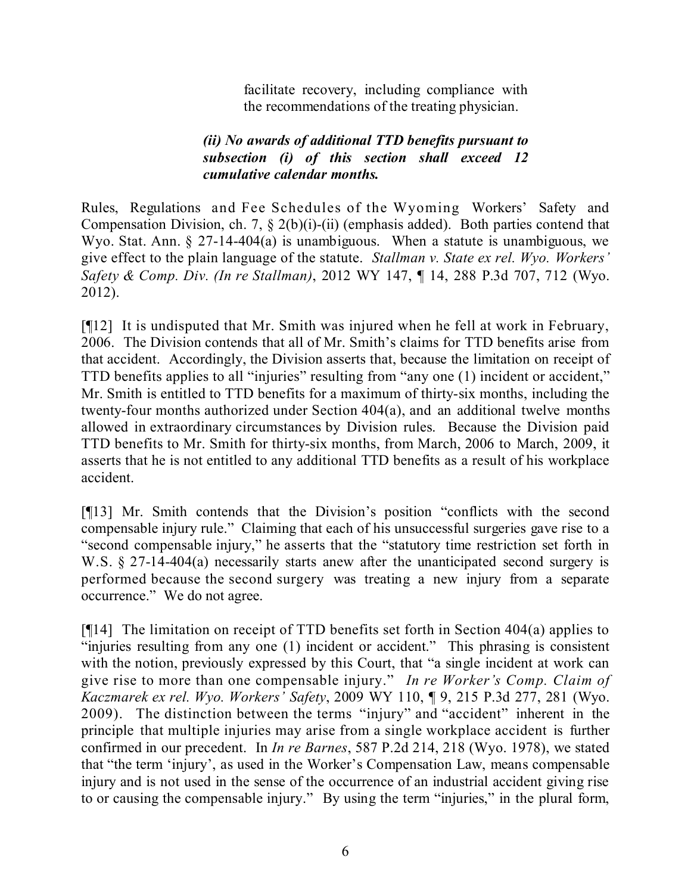> facilitate recovery, including compliance with the recommendations of the treating physician.
>
> ***(ii) No awards of additional TTD benefits pursuant to subsection (i) of this section shall exceed 12 cumulative calendar months.***

Rules, Regulations and Fee Schedules of the Wyoming Workers' Safety and Compensation Division, ch. 7, § 2(b)(i)-(ii) (emphasis added). Both parties contend that Wyo. Stat. Ann. § 27-14-404(a) is unambiguous. When a statute is unambiguous, we give effect to the plain language of the statute. *Stallman v. State ex rel. Wyo. Workers' Safety & Comp. Div. (In re Stallman)*, 2012 WY 147, ¶ 14, 288 P.3d 707, 712 (Wyo. 2012).

[¶12] It is undisputed that Mr. Smith was injured when he fell at work in February, 2006. The Division contends that all of Mr. Smith's claims for TTD benefits arise from that accident. Accordingly, the Division asserts that, because the limitation on receipt of TTD benefits applies to all "injuries" resulting from "any one (1) incident or accident," Mr. Smith is entitled to TTD benefits for a maximum of thirty-six months, including the twenty-four months authorized under Section 404(a), and an additional twelve months allowed in extraordinary circumstances by Division rules. Because the Division paid TTD benefits to Mr. Smith for thirty-six months, from March, 2006 to March, 2009, it asserts that he is not entitled to any additional TTD benefits as a result of his workplace accident.

[¶13] Mr. Smith contends that the Division's position "conflicts with the second compensable injury rule." Claiming that each of his unsuccessful surgeries gave rise to a "second compensable injury," he asserts that the "statutory time restriction set forth in W.S. § 27-14-404(a) necessarily starts anew after the unanticipated second surgery is performed because the second surgery was treating a new injury from a separate occurrence." We do not agree.

[¶14] The limitation on receipt of TTD benefits set forth in Section 404(a) applies to "injuries resulting from any one (1) incident or accident." This phrasing is consistent with the notion, previously expressed by this Court, that "a single incident at work can give rise to more than one compensable injury." *In re Worker's Comp. Claim of Kaczmarek ex rel. Wyo. Workers' Safety*, 2009 WY 110, ¶ 9, 215 P.3d 277, 281 (Wyo. 2009). The distinction between the terms "injury" and "accident" inherent in the principle that multiple injuries may arise from a single workplace accident is further confirmed in our precedent. In *In re Barnes*, 587 P.2d 214, 218 (Wyo. 1978), we stated that "the term 'injury', as used in the Worker's Compensation Law, means compensable injury and is not used in the sense of the occurrence of an industrial accident giving rise to or causing the compensable injury." By using the term "injuries," in the plural form,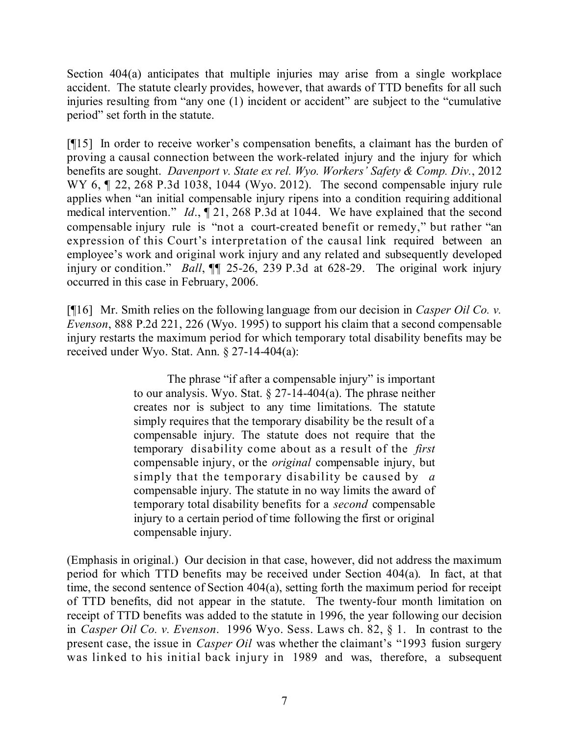Section 404(a) anticipates that multiple injuries may arise from a single workplace accident. The statute clearly provides, however, that awards of TTD benefits for all such injuries resulting from "any one (1) incident or accident" are subject to the "cumulative period" set forth in the statute.

[¶15] In order to receive worker's compensation benefits, a claimant has the burden of proving a causal connection between the work-related injury and the injury for which benefits are sought. *Davenport v. State ex rel. Wyo. Workers' Safety & Comp. Div.*, 2012 WY 6, ¶ 22, 268 P.3d 1038, 1044 (Wyo. 2012). The second compensable injury rule applies when "an initial compensable injury ripens into a condition requiring additional medical intervention." *Id*., ¶ 21, 268 P.3d at 1044. We have explained that the second compensable injury rule is "not a court-created benefit or remedy," but rather "an expression of this Court's interpretation of the causal link required between an employee's work and original work injury and any related and subsequently developed injury or condition." *Ball*, ¶¶ 25-26, 239 P.3d at 628-29. The original work injury occurred in this case in February, 2006.

[¶16] Mr. Smith relies on the following language from our decision in *Casper Oil Co. v. Evenson*, 888 P.2d 221, 226 (Wyo. 1995) to support his claim that a second compensable injury restarts the maximum period for which temporary total disability benefits may be received under Wyo. Stat. Ann. § 27-14-404(a):

> The phrase "if after a compensable injury" is important to our analysis. Wyo. Stat. § 27-14-404(a). The phrase neither creates nor is subject to any time limitations. The statute simply requires that the temporary disability be the result of a compensable injury. The statute does not require that the temporary disability come about as a result of the *first* compensable injury, or the *original* compensable injury, but simply that the temporary disability be caused by *a* compensable injury. The statute in no way limits the award of temporary total disability benefits for a *second* compensable injury to a certain period of time following the first or original compensable injury.

(Emphasis in original.) Our decision in that case, however, did not address the maximum period for which TTD benefits may be received under Section 404(a). In fact, at that time, the second sentence of Section 404(a), setting forth the maximum period for receipt of TTD benefits, did not appear in the statute. The twenty-four month limitation on receipt of TTD benefits was added to the statute in 1996, the year following our decision in *Casper Oil Co. v. Evenson*. 1996 Wyo. Sess. Laws ch. 82, § 1. In contrast to the present case, the issue in *Casper Oil* was whether the claimant's "1993 fusion surgery was linked to his initial back injury in 1989 and was, therefore, a subsequent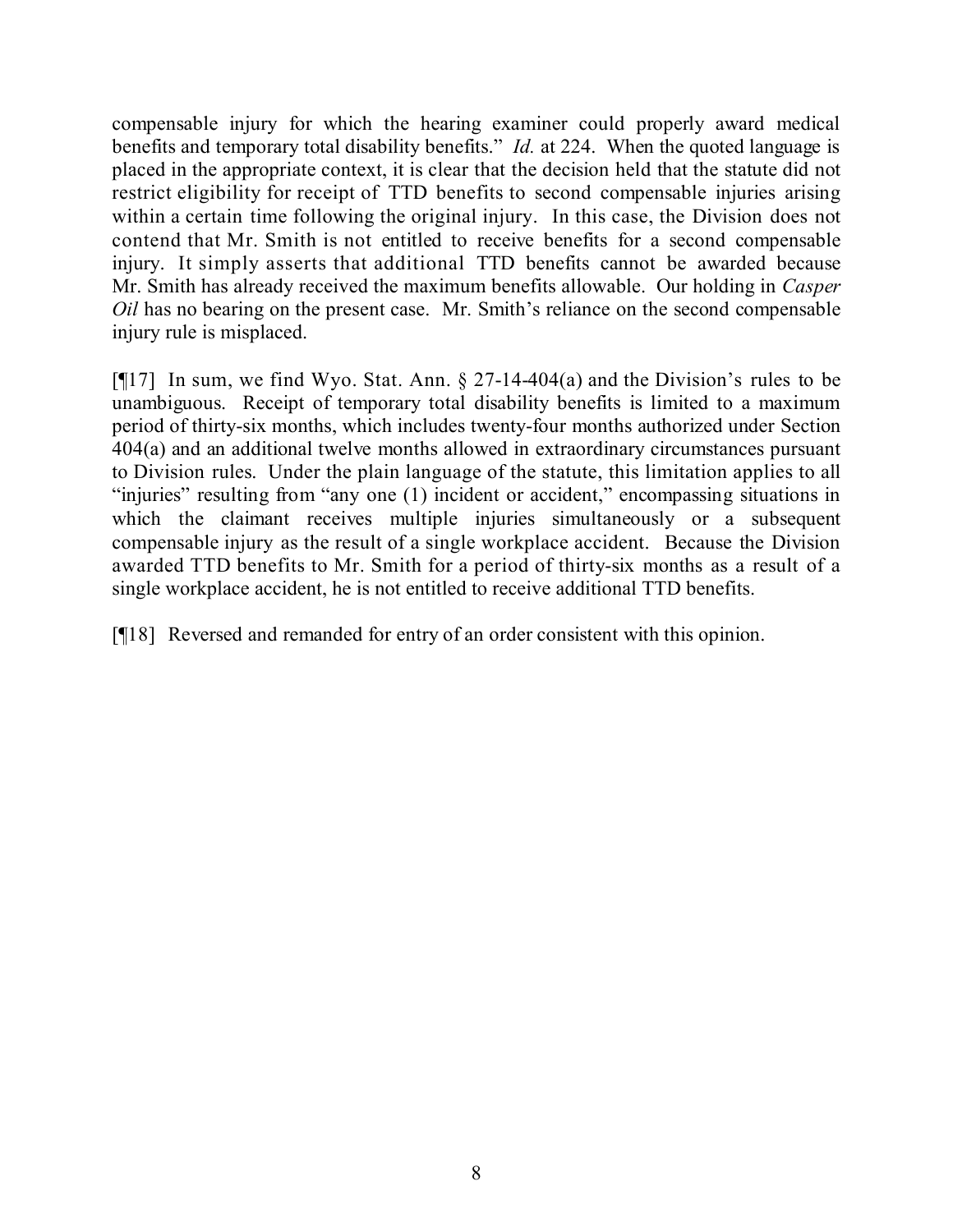compensable injury for which the hearing examiner could properly award medical benefits and temporary total disability benefits." *Id.* at 224. When the quoted language is placed in the appropriate context, it is clear that the decision held that the statute did not restrict eligibility for receipt of TTD benefits to second compensable injuries arising within a certain time following the original injury. In this case, the Division does not contend that Mr. Smith is not entitled to receive benefits for a second compensable injury. It simply asserts that additional TTD benefits cannot be awarded because Mr. Smith has already received the maximum benefits allowable. Our holding in *Casper Oil* has no bearing on the present case. Mr. Smith's reliance on the second compensable injury rule is misplaced.

[¶17] In sum, we find Wyo. Stat. Ann. § 27-14-404(a) and the Division's rules to be unambiguous. Receipt of temporary total disability benefits is limited to a maximum period of thirty-six months, which includes twenty-four months authorized under Section 404(a) and an additional twelve months allowed in extraordinary circumstances pursuant to Division rules. Under the plain language of the statute, this limitation applies to all "injuries" resulting from "any one (1) incident or accident," encompassing situations in which the claimant receives multiple injuries simultaneously or a subsequent compensable injury as the result of a single workplace accident. Because the Division awarded TTD benefits to Mr. Smith for a period of thirty-six months as a result of a single workplace accident, he is not entitled to receive additional TTD benefits.

[¶18] Reversed and remanded for entry of an order consistent with this opinion.